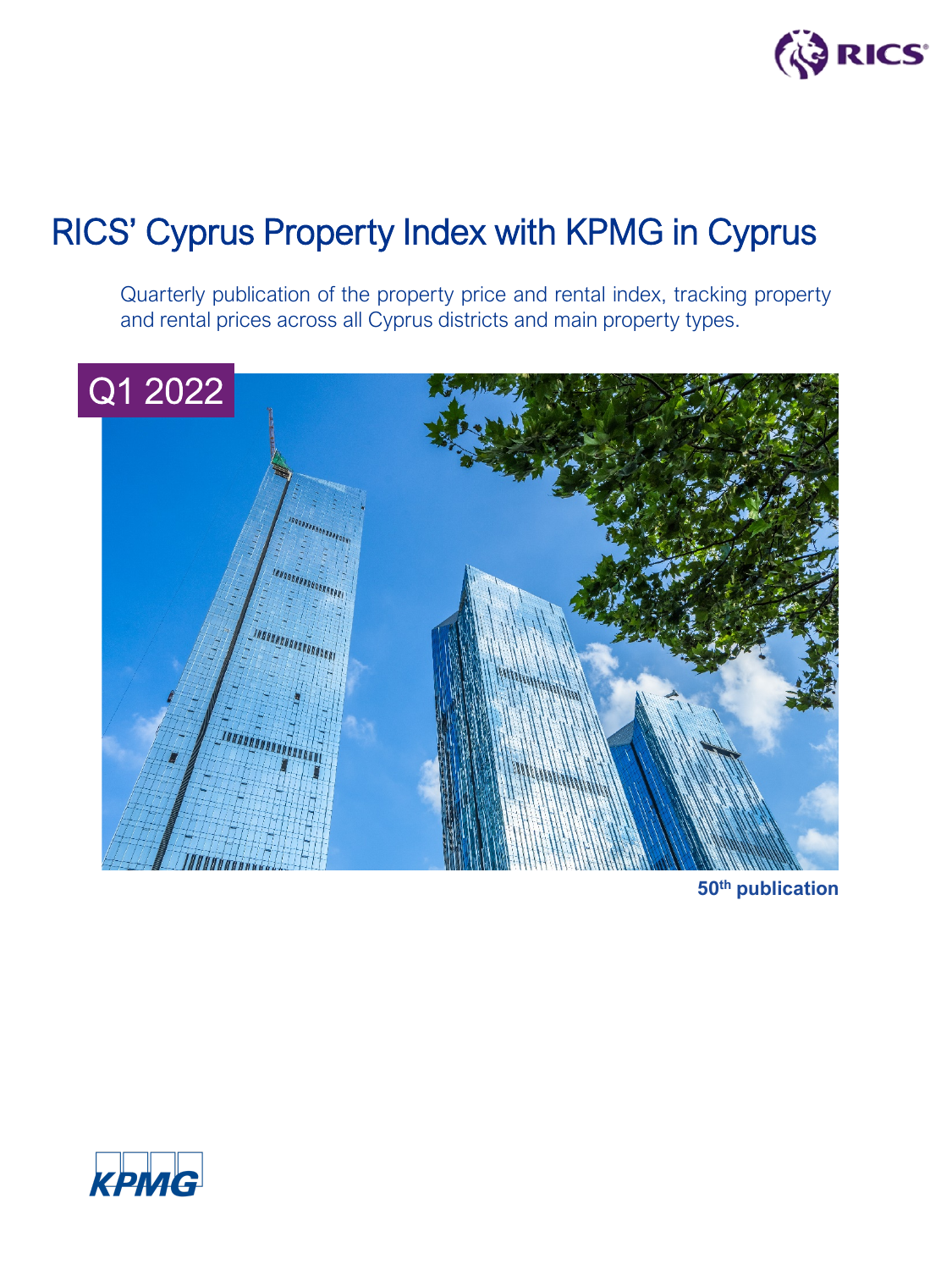# RICS' Cyprus Property Index with KPMG in Cyprus

Quarterly publication of the property price and rental index, tracking property and rental prices across all Cyprus districts and main property types.

Q1 2022

**50th publication**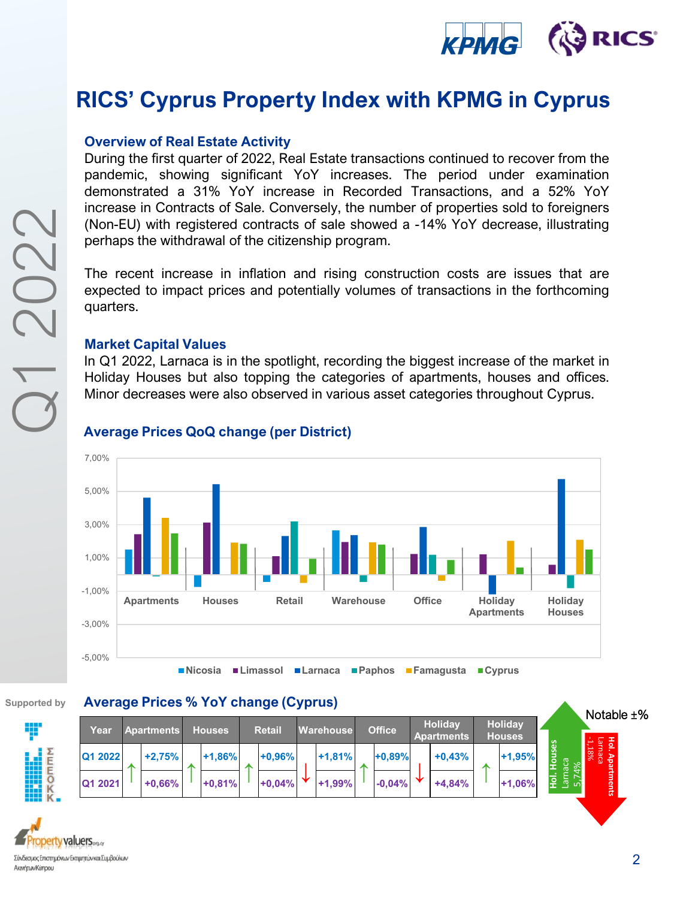# RICS' Cyprus Property Index with KPMG in Cyprus

Q1 2022

## Overview of Real Estate Activity

During the first quarter of 2022, Real Estate transactions continued to recover from the pandemic, showing significant YoY increases. The period under examination demonstrated a 31% YoY increase in Recorded Transactions, and a 52% YoY increase in Contracts of Sale. Conversely, the number of properties sold to foreigners (Non-EU) with registered contracts of sale showed a -14% YoY decrease, illustrating perhaps the withdrawal of the citizenship program.

The recent increase in inflation and rising construction costs are issues that are expected to impact prices and potentially volumes of transactions in the forthcoming quarters.

## Market Capital Values

In Q1 2022, Larnaca is in the spotlight, recording the biggest increase of the market in Holiday Houses but also topping the categories of apartments, houses and offices. Minor decreases were also observed in various asset categories throughout Cyprus.

### Average Prices QoQ change (per District)

Chart legend: Nicosia, Limassol, Larnaca, Paphos, Famagusta, Cyprus. Categories: Apartments, Houses, Retail, Warehouse, Office, Holiday Apartments, Holiday Houses. Y-axis: -5,00% to 7,00%.

### Average Prices % YoY change (Cyprus)

| Year | Apartments | | Houses | | Retail | | Warehouse | | Office | | Holiday Apartments | | Holiday Houses |
|---|---|---|---|---|---|---|---|---|---|---|---|---|---|
| Q1 2022 | ↑ | +2,75% | ↑ | +1,86% | ↑ | +0,96% | ↓ | +1,81% | ↑ | +0,89% | ↓ | +0,43% | ↑ | +1,95% |
| Q1 2021 | | +0,66% | | +0,81% | | +0,04% | | +1,99% | | -0,04% | | +4,84% | | +1,06% |

Notable ±%

- Hol. Houses Larnaca 5,74%
- Hol. Apartments Larnaca -1,18%

Supported by

Property valuers.org.cy

Σύνδεσμος Επιστημόνων Εκτιμητών και Συμβούλων Ακινήτων Κύπρου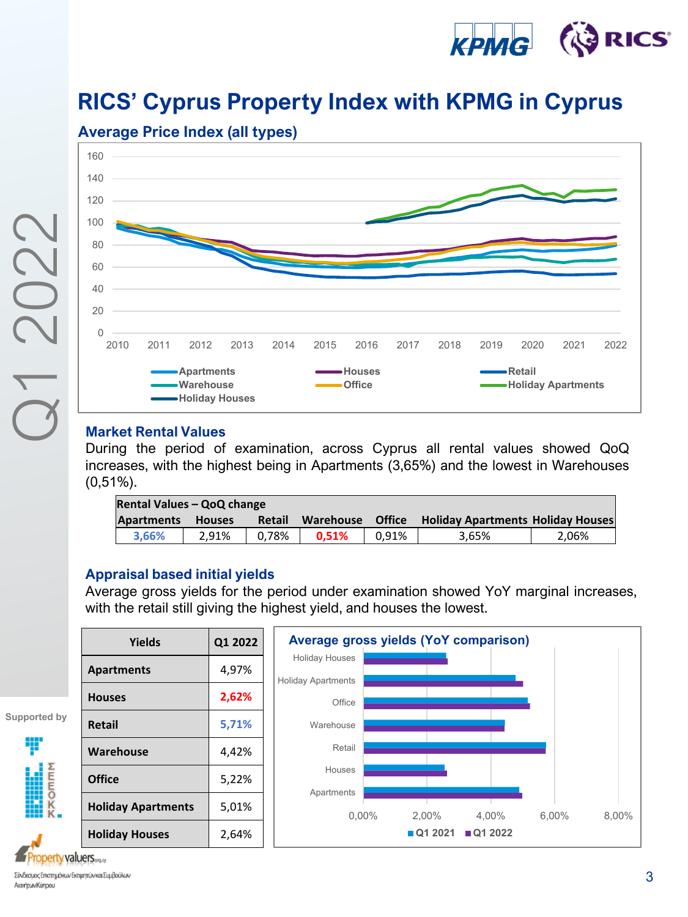# RICS' Cyprus Property Index with KPMG in Cyprus

## Average Price Index (all types)

## Market Rental Values

During the period of examination, across Cyprus all rental values showed QoQ increases, with the highest being in Apartments (3,65%) and the lowest in Warehouses (0,51%).

| Rental Values – QoQ change | | | | | | |
|---|---|---|---|---|---|---|
| Apartments | Houses | Retail | Warehouse | Office | Holiday Apartments | Holiday Houses |
| 3,66% | 2,91% | 0,78% | 0,51% | 0,91% | 3,65% | 2,06% |

## Appraisal based initial yields

Average gross yields for the period under examination showed YoY marginal increases, with the retail still giving the highest yield, and houses the lowest.

| Yields | Q1 2022 |
|---|---|
| Apartments | 4,97% |
| Houses | 2,62% |
| Retail | 5,71% |
| Warehouse | 4,42% |
| Office | 5,22% |
| Holiday Apartments | 5,01% |
| Holiday Houses | 2,64% |

### Average gross yields (YoY comparison)

Supported by

Σύνδεσμος Επιστημόνων Εκτιμητών και Συμβούλων Ακινήτων Κύπρου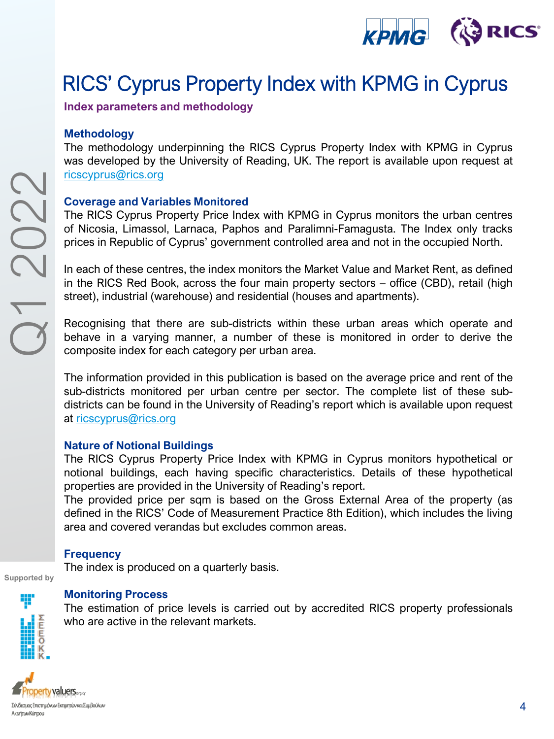# RICS' Cyprus Property Index with KPMG in Cyprus

**Index parameters and methodology**

### Methodology

The methodology underpinning the RICS Cyprus Property Index with KPMG in Cyprus was developed by the University of Reading, UK. The report is available upon request at ricscyprus@rics.org

### Coverage and Variables Monitored

The RICS Cyprus Property Price Index with KPMG in Cyprus monitors the urban centres of Nicosia, Limassol, Larnaca, Paphos and Paralimni-Famagusta. The Index only tracks prices in Republic of Cyprus' government controlled area and not in the occupied North.

In each of these centres, the index monitors the Market Value and Market Rent, as defined in the RICS Red Book, across the four main property sectors – office (CBD), retail (high street), industrial (warehouse) and residential (houses and apartments).

Recognising that there are sub-districts within these urban areas which operate and behave in a varying manner, a number of these is monitored in order to derive the composite index for each category per urban area.

The information provided in this publication is based on the average price and rent of the sub-districts monitored per urban centre per sector. The complete list of these sub-districts can be found in the University of Reading's report which is available upon request at ricscyprus@rics.org

### Nature of Notional Buildings

The RICS Cyprus Property Price Index with KPMG in Cyprus monitors hypothetical or notional buildings, each having specific characteristics. Details of these hypothetical properties are provided in the University of Reading's report.

The provided price per sqm is based on the Gross External Area of the property (as defined in the RICS' Code of Measurement Practice 8th Edition), which includes the living area and covered verandas but excludes common areas.

### Frequency

The index is produced on a quarterly basis.

### Monitoring Process

The estimation of price levels is carried out by accredited RICS property professionals who are active in the relevant markets.

Supported by

Σύνδεσμος Επιστημόνων Εκτιμητών και Συμβούλων Ακινήτων Κύπρου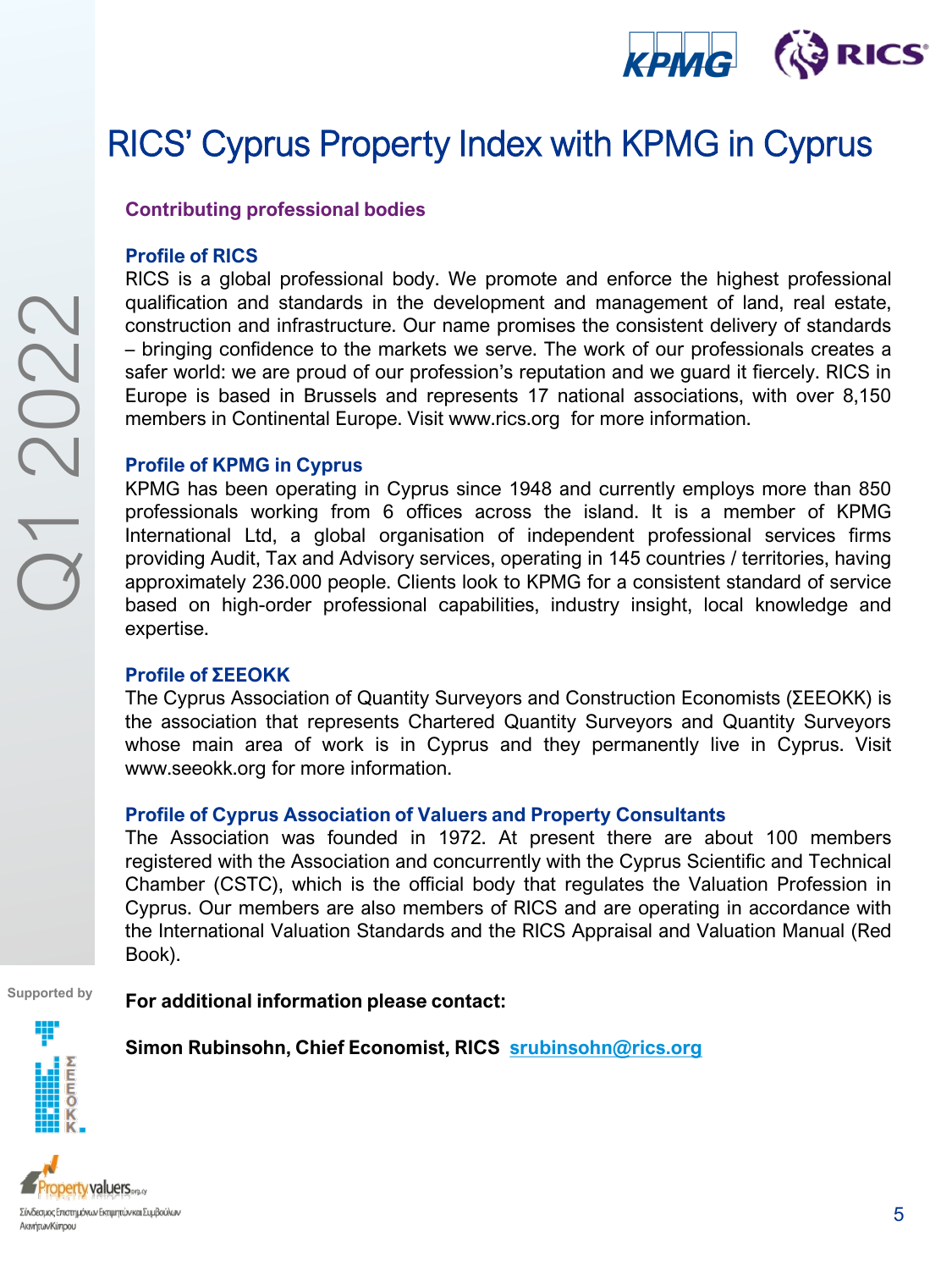# RICS' Cyprus Property Index with KPMG in Cyprus

## Contributing professional bodies

### Profile of RICS

RICS is a global professional body. We promote and enforce the highest professional qualification and standards in the development and management of land, real estate, construction and infrastructure. Our name promises the consistent delivery of standards – bringing confidence to the markets we serve. The work of our professionals creates a safer world: we are proud of our profession's reputation and we guard it fiercely. RICS in Europe is based in Brussels and represents 17 national associations, with over 8,150 members in Continental Europe. Visit www.rics.org for more information.

### Profile of KPMG in Cyprus

KPMG has been operating in Cyprus since 1948 and currently employs more than 850 professionals working from 6 offices across the island. It is a member of KPMG International Ltd, a global organisation of independent professional services firms providing Audit, Tax and Advisory services, operating in 145 countries / territories, having approximately 236.000 people. Clients look to KPMG for a consistent standard of service based on high-order professional capabilities, industry insight, local knowledge and expertise.

### Profile of ΣΕΕΟΚΚ

The Cyprus Association of Quantity Surveyors and Construction Economists (ΣΕΕΟΚΚ) is the association that represents Chartered Quantity Surveyors and Quantity Surveyors whose main area of work is in Cyprus and they permanently live in Cyprus. Visit www.seokk.org for more information.

### Profile of Cyprus Association of Valuers and Property Consultants

The Association was founded in 1972. At present there are about 100 members registered with the Association and concurrently with the Cyprus Scientific and Technical Chamber (CSTC), which is the official body that regulates the Valuation Profession in Cyprus. Our members are also members of RICS and are operating in accordance with the International Valuation Standards and the RICS Appraisal and Valuation Manual (Red Book).

Supported by

**For additional information please contact:**

**Simon Rubinsohn, Chief Economist, RICS** srubinsohn@rics.org